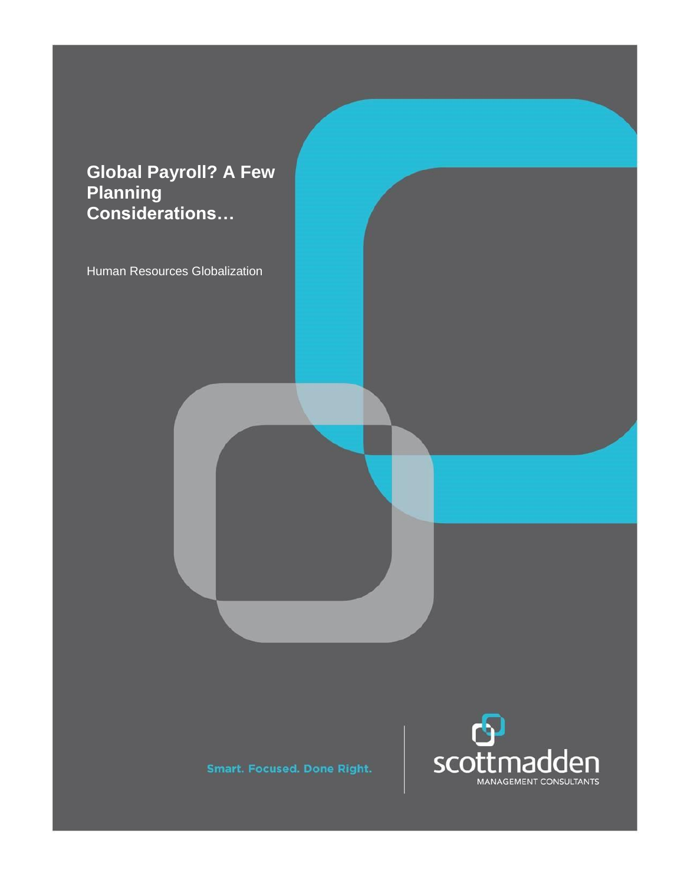# Global Payroll? A Few Planning Considerations…

Human Resources Globalization

Smart. Focused. Done Right.

scottmadden

MANAGEMENT CONSULTANTS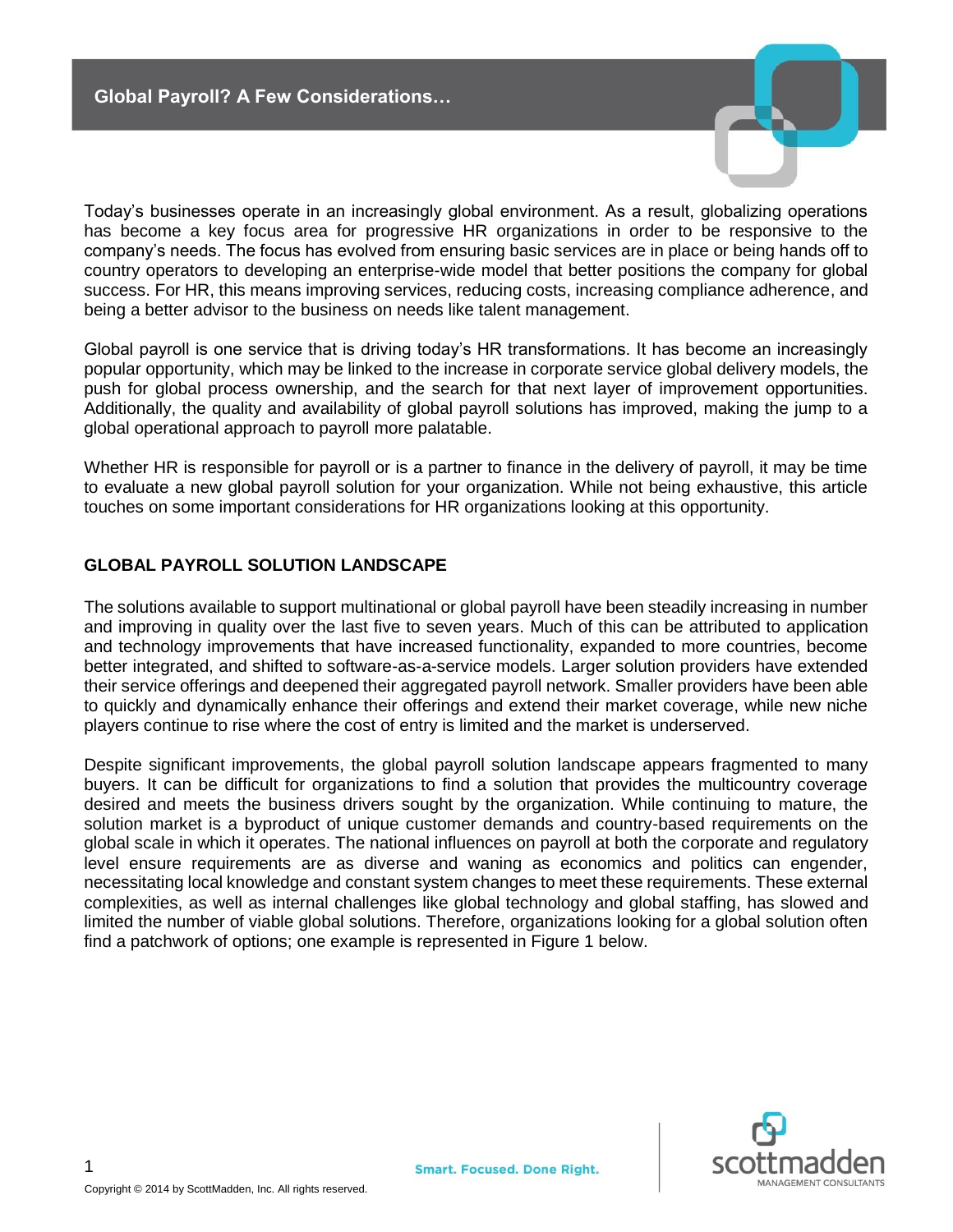# Global Payroll? A Few Considerations…

Today's businesses operate in an increasingly global environment. As a result, globalizing operations has become a key focus area for progressive HR organizations in order to be responsive to the company's needs. The focus has evolved from ensuring basic services are in place or being hands off to country operators to developing an enterprise-wide model that better positions the company for global success. For HR, this means improving services, reducing costs, increasing compliance adherence, and being a better advisor to the business on needs like talent management.

Global payroll is one service that is driving today's HR transformations. It has become an increasingly popular opportunity, which may be linked to the increase in corporate service global delivery models, the push for global process ownership, and the search for that next layer of improvement opportunities. Additionally, the quality and availability of global payroll solutions has improved, making the jump to a global operational approach to payroll more palatable.

Whether HR is responsible for payroll or is a partner to finance in the delivery of payroll, it may be time to evaluate a new global payroll solution for your organization. While not being exhaustive, this article touches on some important considerations for HR organizations looking at this opportunity.

## GLOBAL PAYROLL SOLUTION LANDSCAPE

The solutions available to support multinational or global payroll have been steadily increasing in number and improving in quality over the last five to seven years. Much of this can be attributed to application and technology improvements that have increased functionality, expanded to more countries, become better integrated, and shifted to software-as-a-service models. Larger solution providers have extended their service offerings and deepened their aggregated payroll network. Smaller providers have been able to quickly and dynamically enhance their offerings and extend their market coverage, while new niche players continue to rise where the cost of entry is limited and the market is underserved.

Despite significant improvements, the global payroll solution landscape appears fragmented to many buyers. It can be difficult for organizations to find a solution that provides the multicountry coverage desired and meets the business drivers sought by the organization. While continuing to mature, the solution market is a byproduct of unique customer demands and country-based requirements on the global scale in which it operates. The national influences on payroll at both the corporate and regulatory level ensure requirements are as diverse and waning as economics and politics can engender, necessitating local knowledge and constant system changes to meet these requirements. These external complexities, as well as internal challenges like global technology and global staffing, has slowed and limited the number of viable global solutions. Therefore, organizations looking for a global solution often find a patchwork of options; one example is represented in Figure 1 below.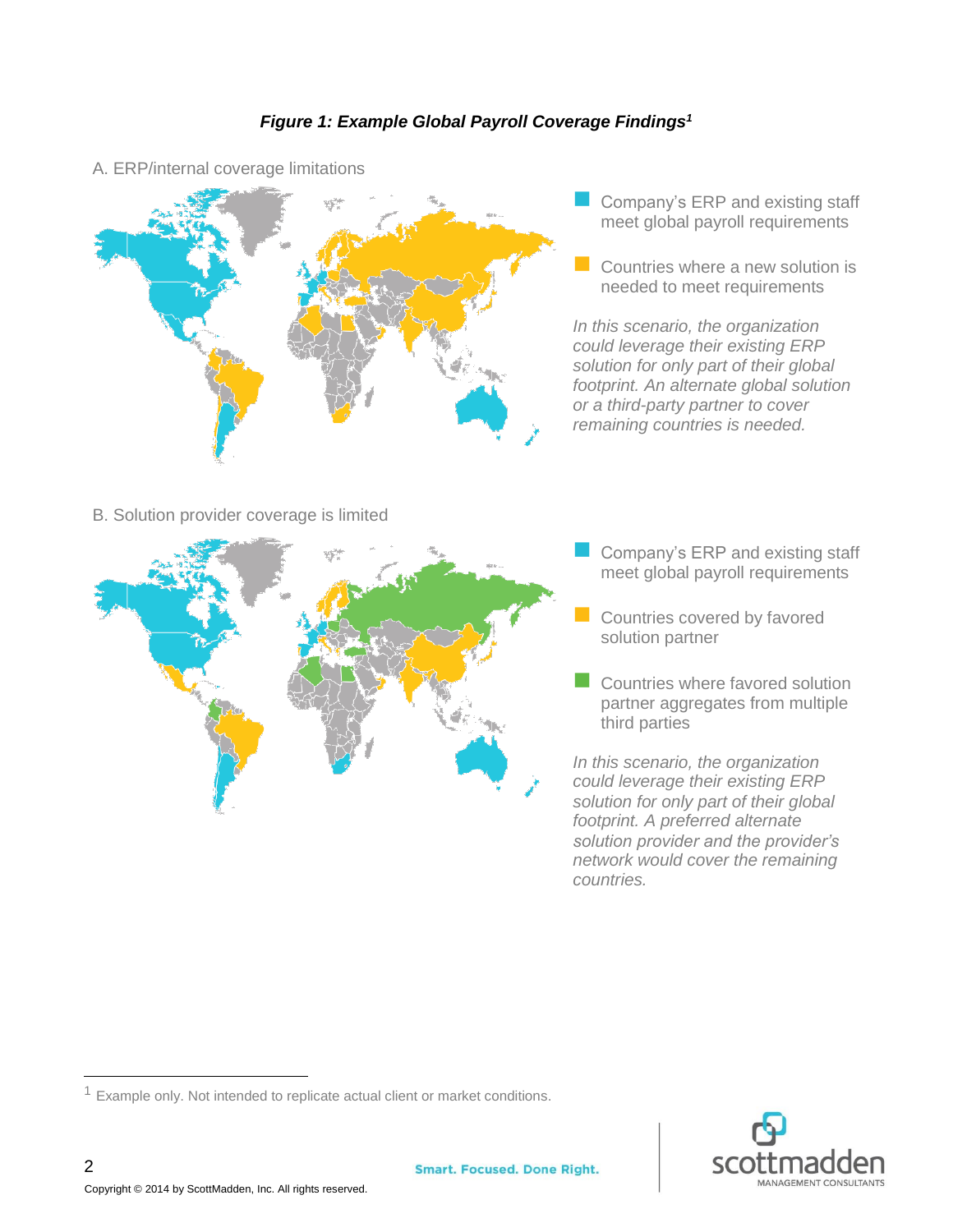***Figure 1: Example Global Payroll Coverage Findings[1]***

A. ERP/internal coverage limitations

- Company's ERP and existing staff meet global payroll requirements
- Countries where a new solution is needed to meet requirements

*In this scenario, the organization could leverage their existing ERP solution for only part of their global footprint. An alternate global solution or a third-party partner to cover remaining countries is needed.*

B. Solution provider coverage is limited

- Company's ERP and existing staff meet global payroll requirements
- Countries covered by favored solution partner
- Countries where favored solution partner aggregates from multiple third parties

*In this scenario, the organization could leverage their existing ERP solution for only part of their global footprint. A preferred alternate solution provider and the provider's network would cover the remaining countries.*

[1] Example only. Not intended to replicate actual client or market conditions.

Copyright © 2014 by ScottMadden, Inc. All rights reserved.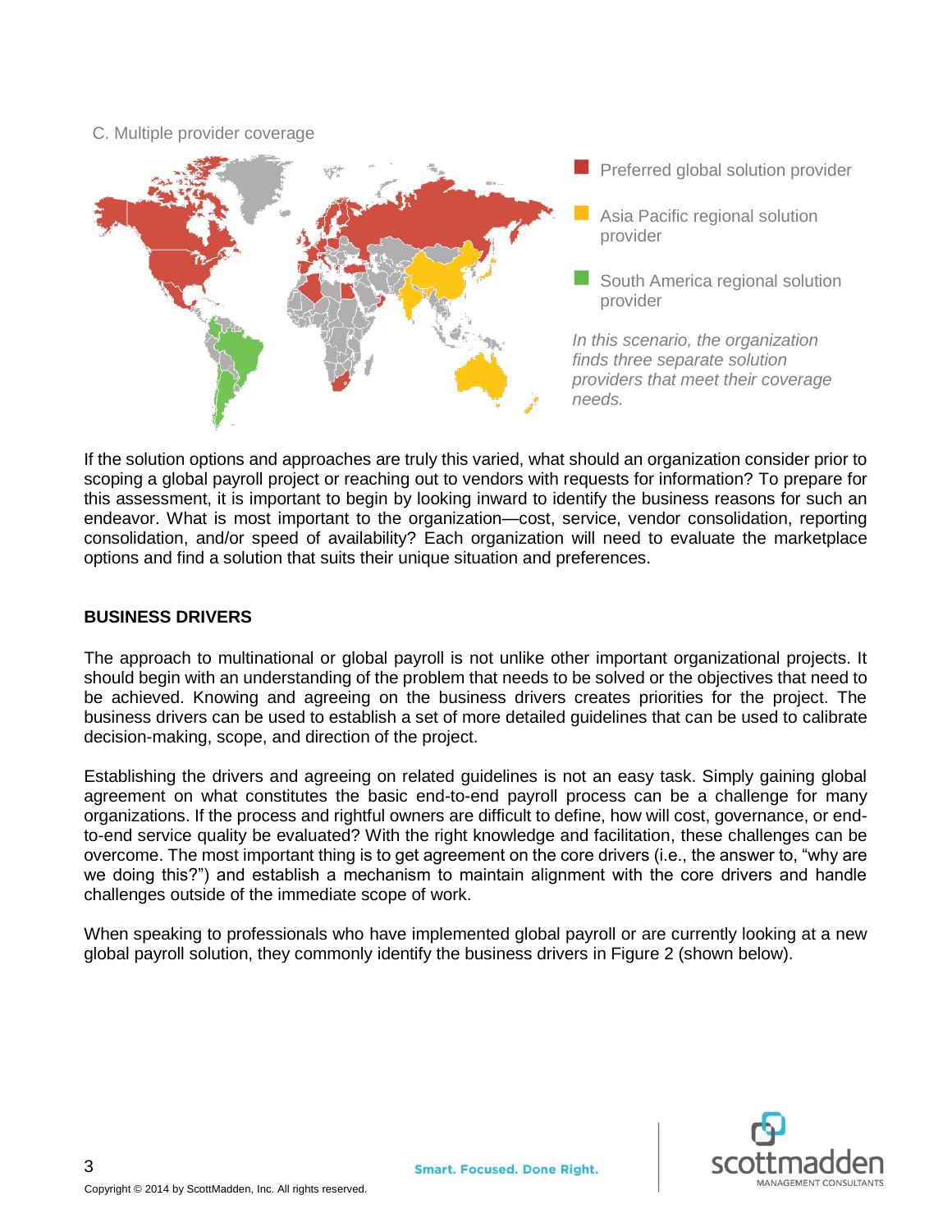C. Multiple provider coverage

Preferred global solution provider

Asia Pacific regional solution provider

South America regional solution provider

*In this scenario, the organization finds three separate solution providers that meet their coverage needs.*

If the solution options and approaches are truly this varied, what should an organization consider prior to scoping a global payroll project or reaching out to vendors with requests for information? To prepare for this assessment, it is important to begin by looking inward to identify the business reasons for such an endeavor. What is most important to the organization—cost, service, vendor consolidation, reporting consolidation, and/or speed of availability? Each organization will need to evaluate the marketplace options and find a solution that suits their unique situation and preferences.

## BUSINESS DRIVERS

The approach to multinational or global payroll is not unlike other important organizational projects. It should begin with an understanding of the problem that needs to be solved or the objectives that need to be achieved. Knowing and agreeing on the business drivers creates priorities for the project. The business drivers can be used to establish a set of more detailed guidelines that can be used to calibrate decision-making, scope, and direction of the project.

Establishing the drivers and agreeing on related guidelines is not an easy task. Simply gaining global agreement on what constitutes the basic end-to-end payroll process can be a challenge for many organizations. If the process and rightful owners are difficult to define, how will cost, governance, or end-to-end service quality be evaluated? With the right knowledge and facilitation, these challenges can be overcome. The most important thing is to get agreement on the core drivers (i.e., the answer to, "why are we doing this?") and establish a mechanism to maintain alignment with the core drivers and handle challenges outside of the immediate scope of work.

When speaking to professionals who have implemented global payroll or are currently looking at a new global payroll solution, they commonly identify the business drivers in Figure 2 (shown below).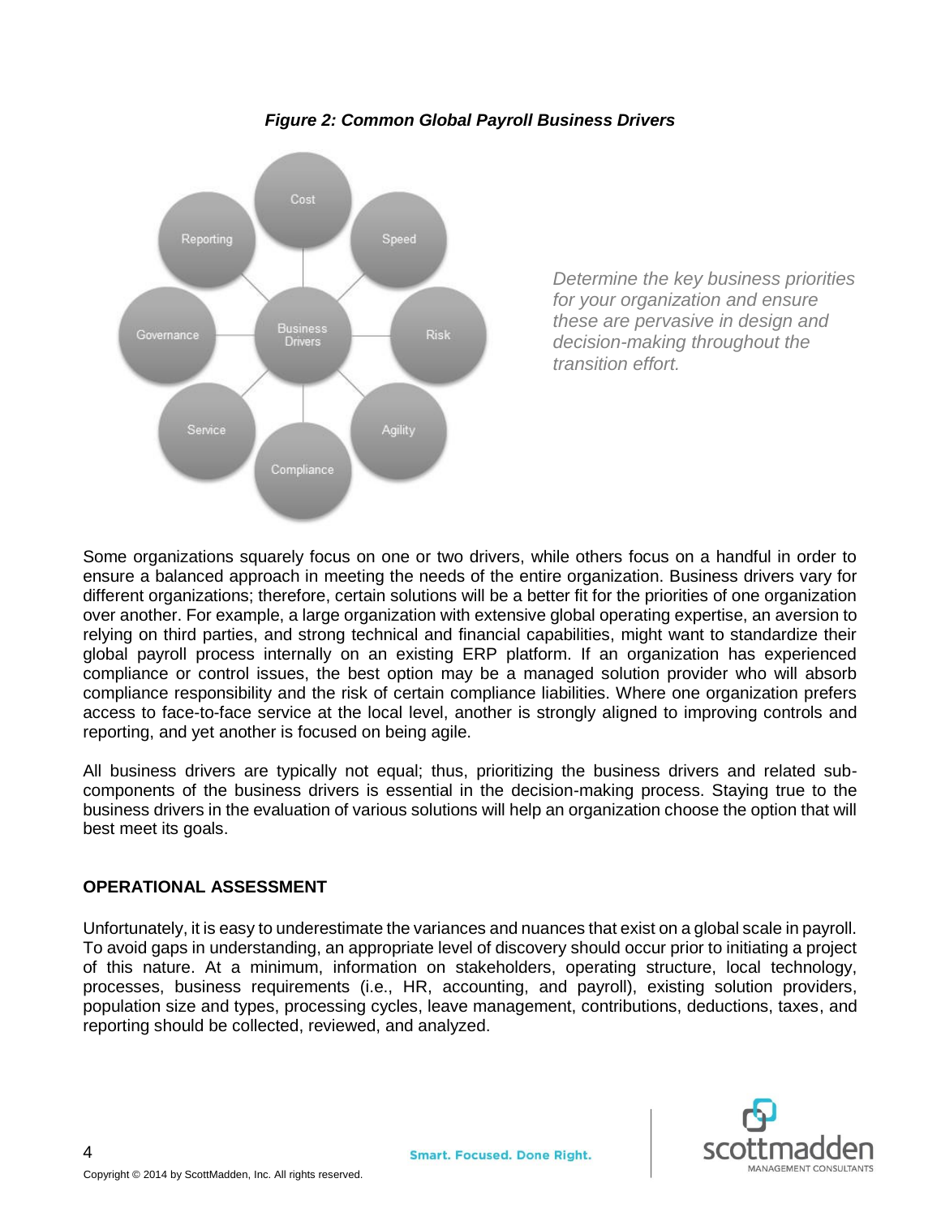***Figure 2: Common Global Payroll Business Drivers***

*Determine the key business priorities for your organization and ensure these are pervasive in design and decision-making throughout the transition effort.*

Some organizations squarely focus on one or two drivers, while others focus on a handful in order to ensure a balanced approach in meeting the needs of the entire organization. Business drivers vary for different organizations; therefore, certain solutions will be a better fit for the priorities of one organization over another. For example, a large organization with extensive global operating expertise, an aversion to relying on third parties, and strong technical and financial capabilities, might want to standardize their global payroll process internally on an existing ERP platform. If an organization has experienced compliance or control issues, the best option may be a managed solution provider who will absorb compliance responsibility and the risk of certain compliance liabilities. Where one organization prefers access to face-to-face service at the local level, another is strongly aligned to improving controls and reporting, and yet another is focused on being agile.

All business drivers are typically not equal; thus, prioritizing the business drivers and related sub-components of the business drivers is essential in the decision-making process. Staying true to the business drivers in the evaluation of various solutions will help an organization choose the option that will best meet its goals.

## OPERATIONAL ASSESSMENT

Unfortunately, it is easy to underestimate the variances and nuances that exist on a global scale in payroll. To avoid gaps in understanding, an appropriate level of discovery should occur prior to initiating a project of this nature. At a minimum, information on stakeholders, operating structure, local technology, processes, business requirements (i.e., HR, accounting, and payroll), existing solution providers, population size and types, processing cycles, leave management, contributions, deductions, taxes, and reporting should be collected, reviewed, and analyzed.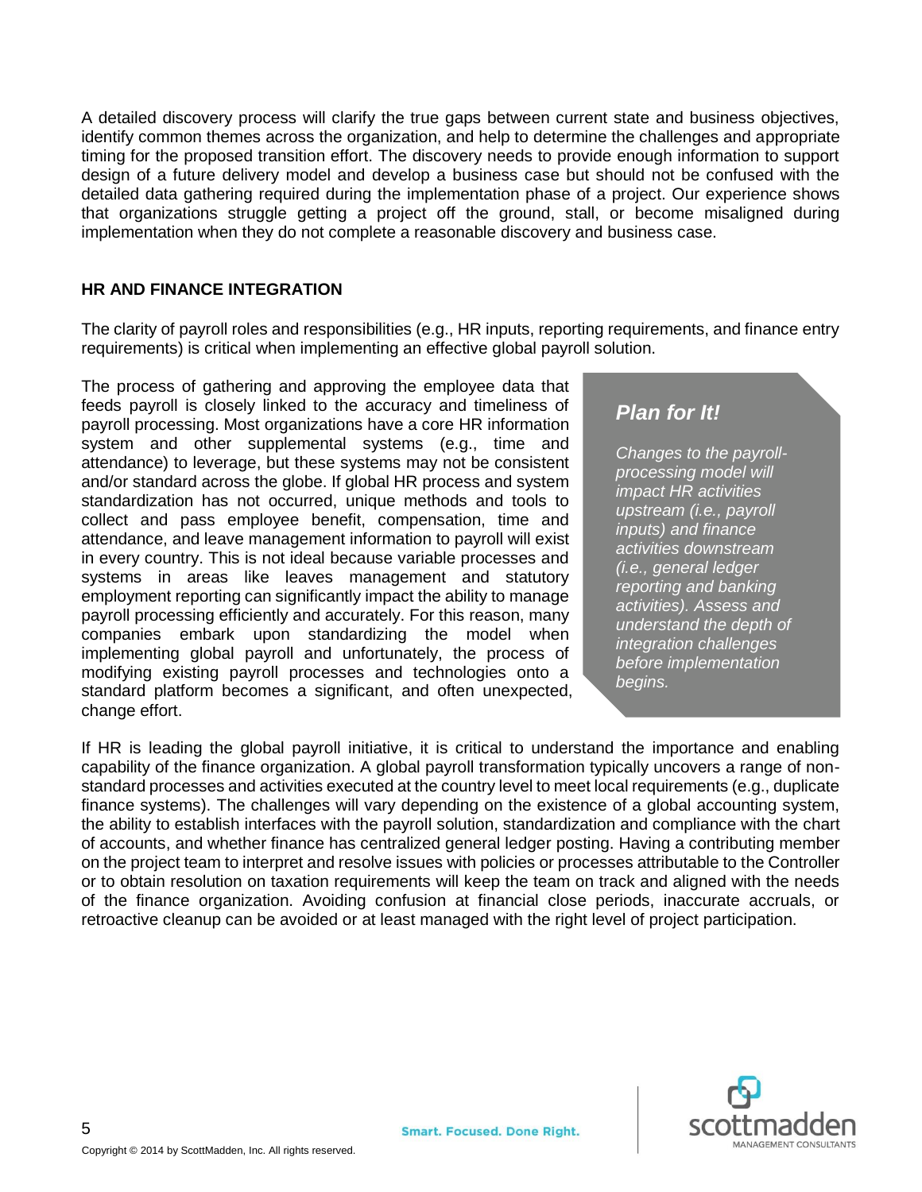A detailed discovery process will clarify the true gaps between current state and business objectives, identify common themes across the organization, and help to determine the challenges and appropriate timing for the proposed transition effort. The discovery needs to provide enough information to support design of a future delivery model and develop a business case but should not be confused with the detailed data gathering required during the implementation phase of a project. Our experience shows that organizations struggle getting a project off the ground, stall, or become misaligned during implementation when they do not complete a reasonable discovery and business case.

## HR AND FINANCE INTEGRATION

The clarity of payroll roles and responsibilities (e.g., HR inputs, reporting requirements, and finance entry requirements) is critical when implementing an effective global payroll solution.

The process of gathering and approving the employee data that feeds payroll is closely linked to the accuracy and timeliness of payroll processing. Most organizations have a core HR information system and other supplemental systems (e.g., time and attendance) to leverage, but these systems may not be consistent and/or standard across the globe. If global HR process and system standardization has not occurred, unique methods and tools to collect and pass employee benefit, compensation, time and attendance, and leave management information to payroll will exist in every country. This is not ideal because variable processes and systems in areas like leaves management and statutory employment reporting can significantly impact the ability to manage payroll processing efficiently and accurately. For this reason, many companies embark upon standardizing the model when implementing global payroll and unfortunately, the process of modifying existing payroll processes and technologies onto a standard platform becomes a significant, and often unexpected, change effort.

> ***Plan for It!***
>
> *Changes to the payroll-processing model will impact HR activities upstream (i.e., payroll inputs) and finance activities downstream (i.e., general ledger reporting and banking activities). Assess and understand the depth of integration challenges before implementation begins.*

If HR is leading the global payroll initiative, it is critical to understand the importance and enabling capability of the finance organization. A global payroll transformation typically uncovers a range of non-standard processes and activities executed at the country level to meet local requirements (e.g., duplicate finance systems). The challenges will vary depending on the existence of a global accounting system, the ability to establish interfaces with the payroll solution, standardization and compliance with the chart of accounts, and whether finance has centralized general ledger posting. Having a contributing member on the project team to interpret and resolve issues with policies or processes attributable to the Controller or to obtain resolution on taxation requirements will keep the team on track and aligned with the needs of the finance organization. Avoiding confusion at financial close periods, inaccurate accruals, or retroactive cleanup can be avoided or at least managed with the right level of project participation.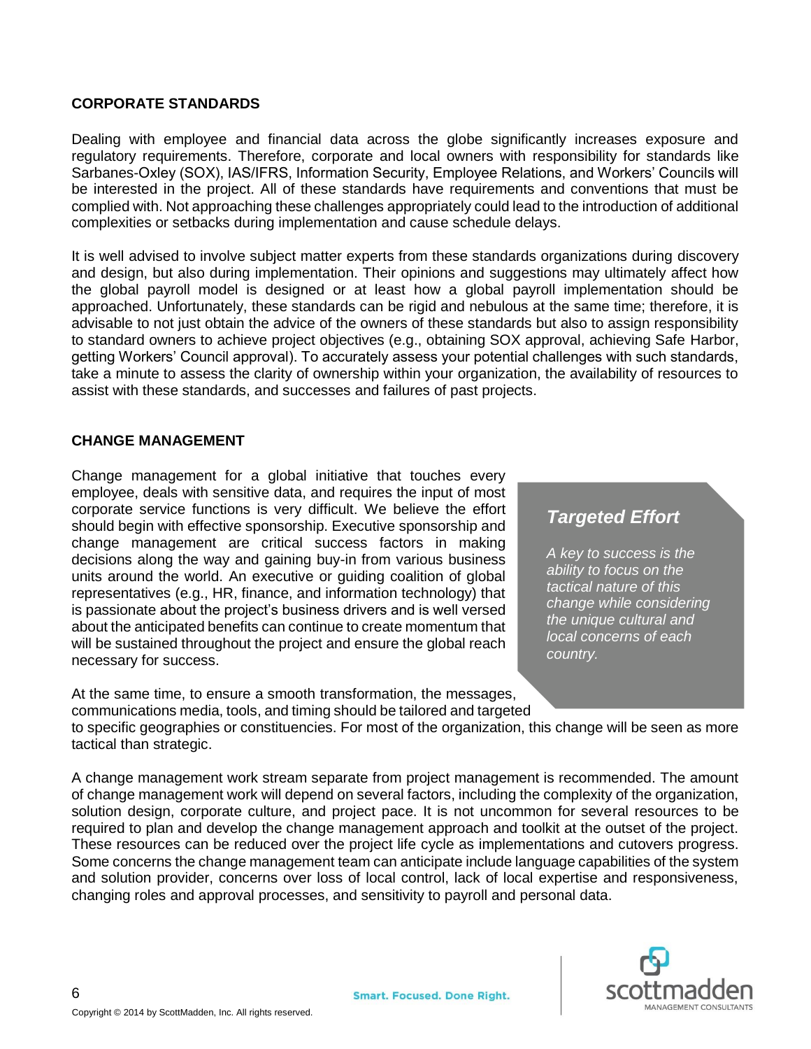## CORPORATE STANDARDS

Dealing with employee and financial data across the globe significantly increases exposure and regulatory requirements. Therefore, corporate and local owners with responsibility for standards like Sarbanes-Oxley (SOX), IAS/IFRS, Information Security, Employee Relations, and Workers' Councils will be interested in the project. All of these standards have requirements and conventions that must be complied with. Not approaching these challenges appropriately could lead to the introduction of additional complexities or setbacks during implementation and cause schedule delays.

It is well advised to involve subject matter experts from these standards organizations during discovery and design, but also during implementation. Their opinions and suggestions may ultimately affect how the global payroll model is designed or at least how a global payroll implementation should be approached. Unfortunately, these standards can be rigid and nebulous at the same time; therefore, it is advisable to not just obtain the advice of the owners of these standards but also to assign responsibility to standard owners to achieve project objectives (e.g., obtaining SOX approval, achieving Safe Harbor, getting Workers' Council approval). To accurately assess your potential challenges with such standards, take a minute to assess the clarity of ownership within your organization, the availability of resources to assist with these standards, and successes and failures of past projects.

## CHANGE MANAGEMENT

Change management for a global initiative that touches every employee, deals with sensitive data, and requires the input of most corporate service functions is very difficult. We believe the effort should begin with effective sponsorship. Executive sponsorship and change management are critical success factors in making decisions along the way and gaining buy-in from various business units around the world. An executive or guiding coalition of global representatives (e.g., HR, finance, and information technology) that is passionate about the project's business drivers and is well versed about the anticipated benefits can continue to create momentum that will be sustained throughout the project and ensure the global reach necessary for success.

> ***Targeted Effort***
>
> *A key to success is the ability to focus on the tactical nature of this change while considering the unique cultural and local concerns of each country.*

At the same time, to ensure a smooth transformation, the messages, communications media, tools, and timing should be tailored and targeted to specific geographies or constituencies. For most of the organization, this change will be seen as more tactical than strategic.

A change management work stream separate from project management is recommended. The amount of change management work will depend on several factors, including the complexity of the organization, solution design, corporate culture, and project pace. It is not uncommon for several resources to be required to plan and develop the change management approach and toolkit at the outset of the project. These resources can be reduced over the project life cycle as implementations and cutovers progress. Some concerns the change management team can anticipate include language capabilities of the system and solution provider, concerns over loss of local control, lack of local expertise and responsiveness, changing roles and approval processes, and sensitivity to payroll and personal data.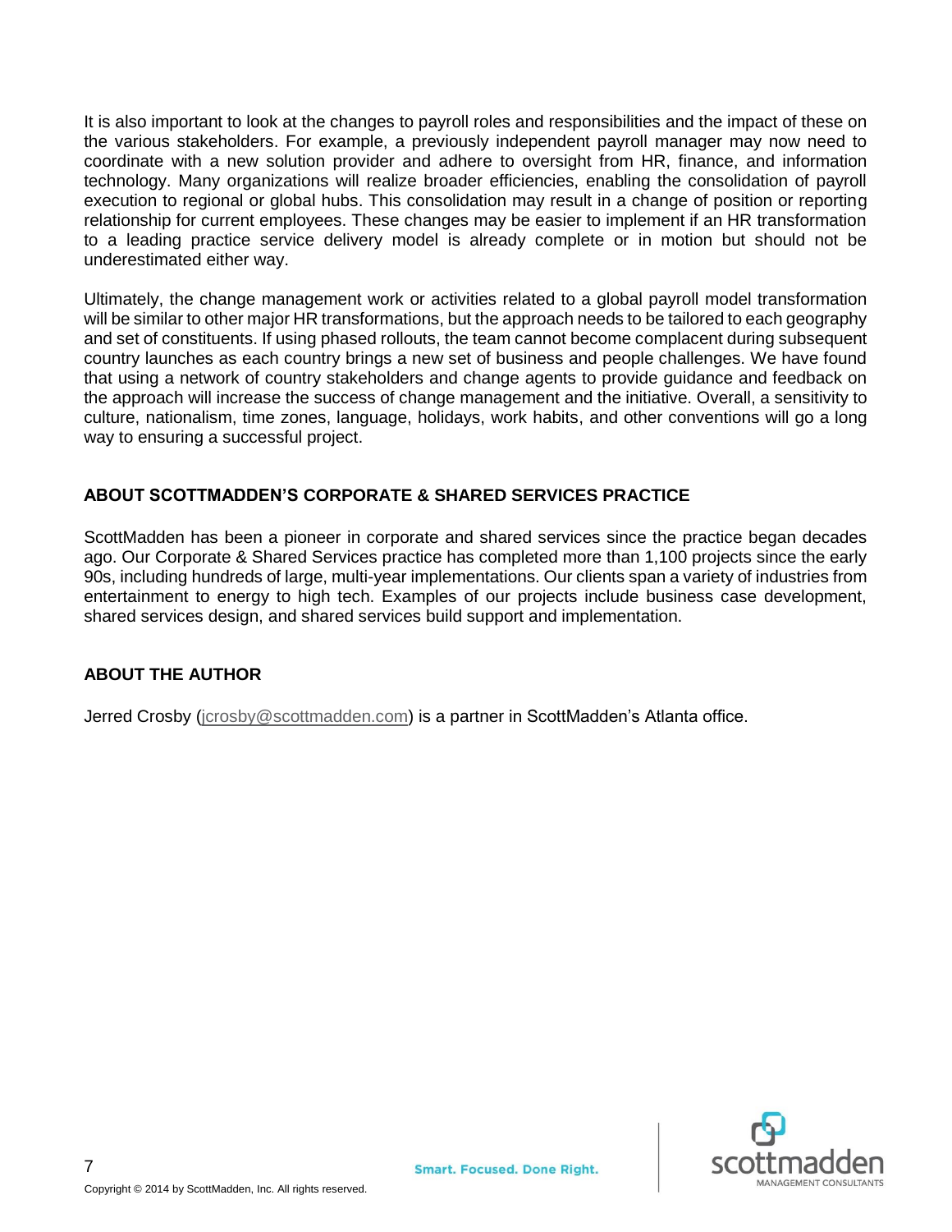It is also important to look at the changes to payroll roles and responsibilities and the impact of these on the various stakeholders. For example, a previously independent payroll manager may now need to coordinate with a new solution provider and adhere to oversight from HR, finance, and information technology. Many organizations will realize broader efficiencies, enabling the consolidation of payroll execution to regional or global hubs. This consolidation may result in a change of position or reporting relationship for current employees. These changes may be easier to implement if an HR transformation to a leading practice service delivery model is already complete or in motion but should not be underestimated either way.

Ultimately, the change management work or activities related to a global payroll model transformation will be similar to other major HR transformations, but the approach needs to be tailored to each geography and set of constituents. If using phased rollouts, the team cannot become complacent during subsequent country launches as each country brings a new set of business and people challenges. We have found that using a network of country stakeholders and change agents to provide guidance and feedback on the approach will increase the success of change management and the initiative. Overall, a sensitivity to culture, nationalism, time zones, language, holidays, work habits, and other conventions will go a long way to ensuring a successful project.

## ABOUT SCOTTMADDEN'S CORPORATE & SHARED SERVICES PRACTICE

ScottMadden has been a pioneer in corporate and shared services since the practice began decades ago. Our Corporate & Shared Services practice has completed more than 1,100 projects since the early 90s, including hundreds of large, multi-year implementations. Our clients span a variety of industries from entertainment to energy to high tech. Examples of our projects include business case development, shared services design, and shared services build support and implementation.

## ABOUT THE AUTHOR

Jerred Crosby (jcrosby@scottmadden.com) is a partner in ScottMadden's Atlanta office.

Copyright © 2014 by ScottMadden, Inc. All rights reserved.